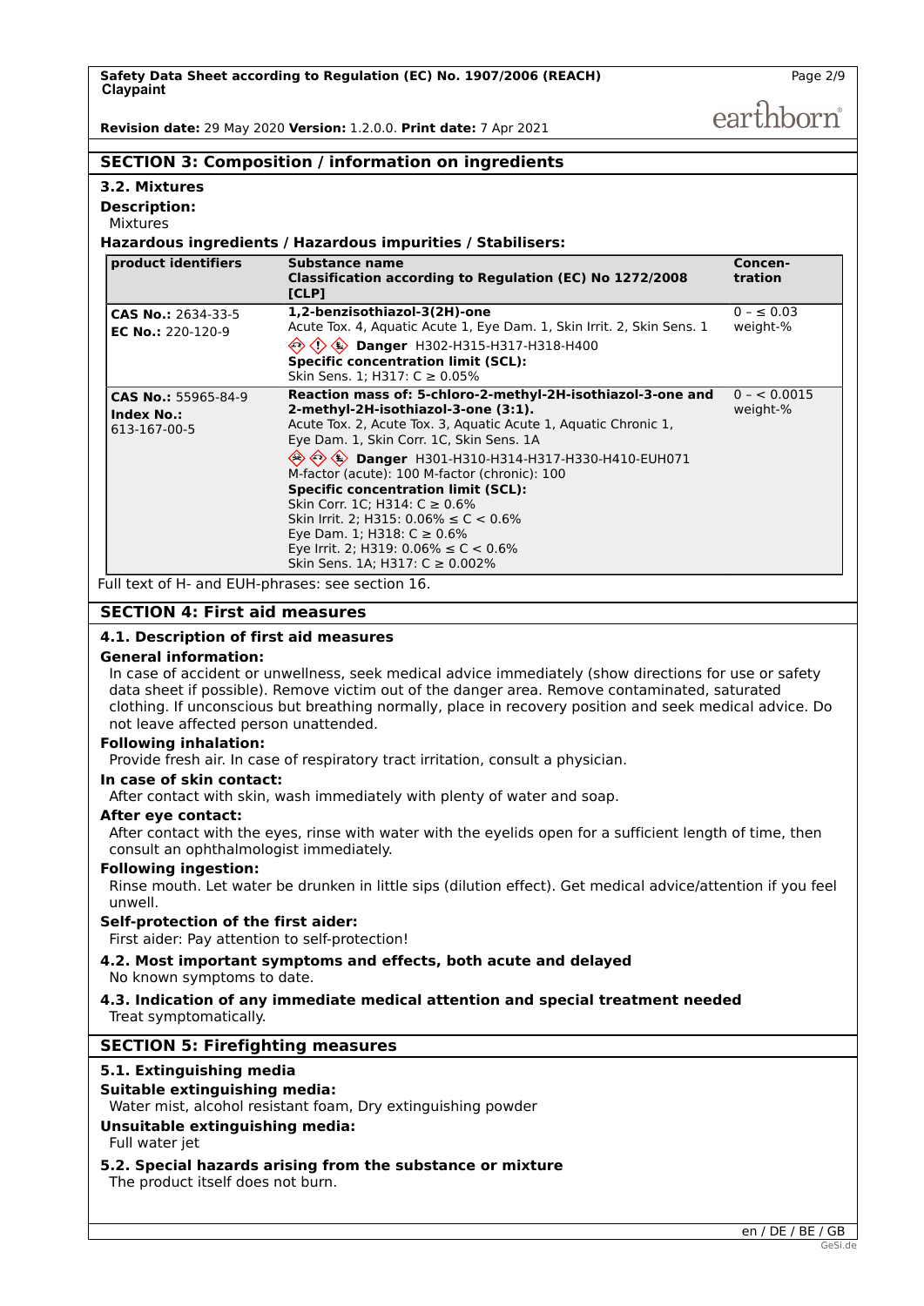## SECTION 3: Composition / information on ingredients

### 3.2. Mixtures

**Description:**

Mixtures

**Hazardous ingredients / Hazardous impurities / Stabilisers:**

| product identifiers | Substance name<br>Classification according to Regulation (EC) No 1272/2008 [CLP] | Concen-tration |
|---|---|---|
| **CAS No.:** 2634-33-5<br>**EC No.:** 220-120-9 | **1,2-benzisothiazol-3(2H)-one**<br>Acute Tox. 4, Aquatic Acute 1, Eye Dam. 1, Skin Irrit. 2, Skin Sens. 1<br>**Danger** H302-H315-H317-H318-H400<br>**Specific concentration limit (SCL):**<br>Skin Sens. 1; H317: C ≥ 0.05% | 0 – ≤ 0.03 weight-% |
| **CAS No.:** 55965-84-9<br>**Index No.:** 613-167-00-5 | **Reaction mass of: 5-chloro-2-methyl-2H-isothiazol-3-one and 2-methyl-2H-isothiazol-3-one (3:1).**<br>Acute Tox. 2, Acute Tox. 3, Aquatic Acute 1, Aquatic Chronic 1, Eye Dam. 1, Skin Corr. 1C, Skin Sens. 1A<br>**Danger** H301-H310-H314-H317-H330-H410-EUH071<br>M-factor (acute): 100 M-factor (chronic): 100<br>**Specific concentration limit (SCL):**<br>Skin Corr. 1C; H314: C ≥ 0.6%<br>Skin Irrit. 2; H315: 0.06% ≤ C < 0.6%<br>Eye Dam. 1; H318: C ≥ 0.6%<br>Eye Irrit. 2; H319: 0.06% ≤ C < 0.6%<br>Skin Sens. 1A; H317: C ≥ 0.002% | 0 – < 0.0015 weight-% |

Full text of H- and EUH-phrases: see section 16.

## SECTION 4: First aid measures

### 4.1. Description of first aid measures

**General information:**

In case of accident or unwellness, seek medical advice immediately (show directions for use or safety data sheet if possible). Remove victim out of the danger area. Remove contaminated, saturated clothing. If unconscious but breathing normally, place in recovery position and seek medical advice. Do not leave affected person unattended.

**Following inhalation:**

Provide fresh air. In case of respiratory tract irritation, consult a physician.

**In case of skin contact:**

After contact with skin, wash immediately with plenty of water and soap.

**After eye contact:**

After contact with the eyes, rinse with water with the eyelids open for a sufficient length of time, then consult an ophthalmologist immediately.

**Following ingestion:**

Rinse mouth. Let water be drunken in little sips (dilution effect). Get medical advice/attention if you feel unwell.

**Self-protection of the first aider:**

First aider: Pay attention to self-protection!

### 4.2. Most important symptoms and effects, both acute and delayed

No known symptoms to date.

### 4.3. Indication of any immediate medical attention and special treatment needed

Treat symptomatically.

## SECTION 5: Firefighting measures

### 5.1. Extinguishing media

**Suitable extinguishing media:**

Water mist, alcohol resistant foam, Dry extinguishing powder

**Unsuitable extinguishing media:**

Full water jet

### 5.2. Special hazards arising from the substance or mixture

The product itself does not burn.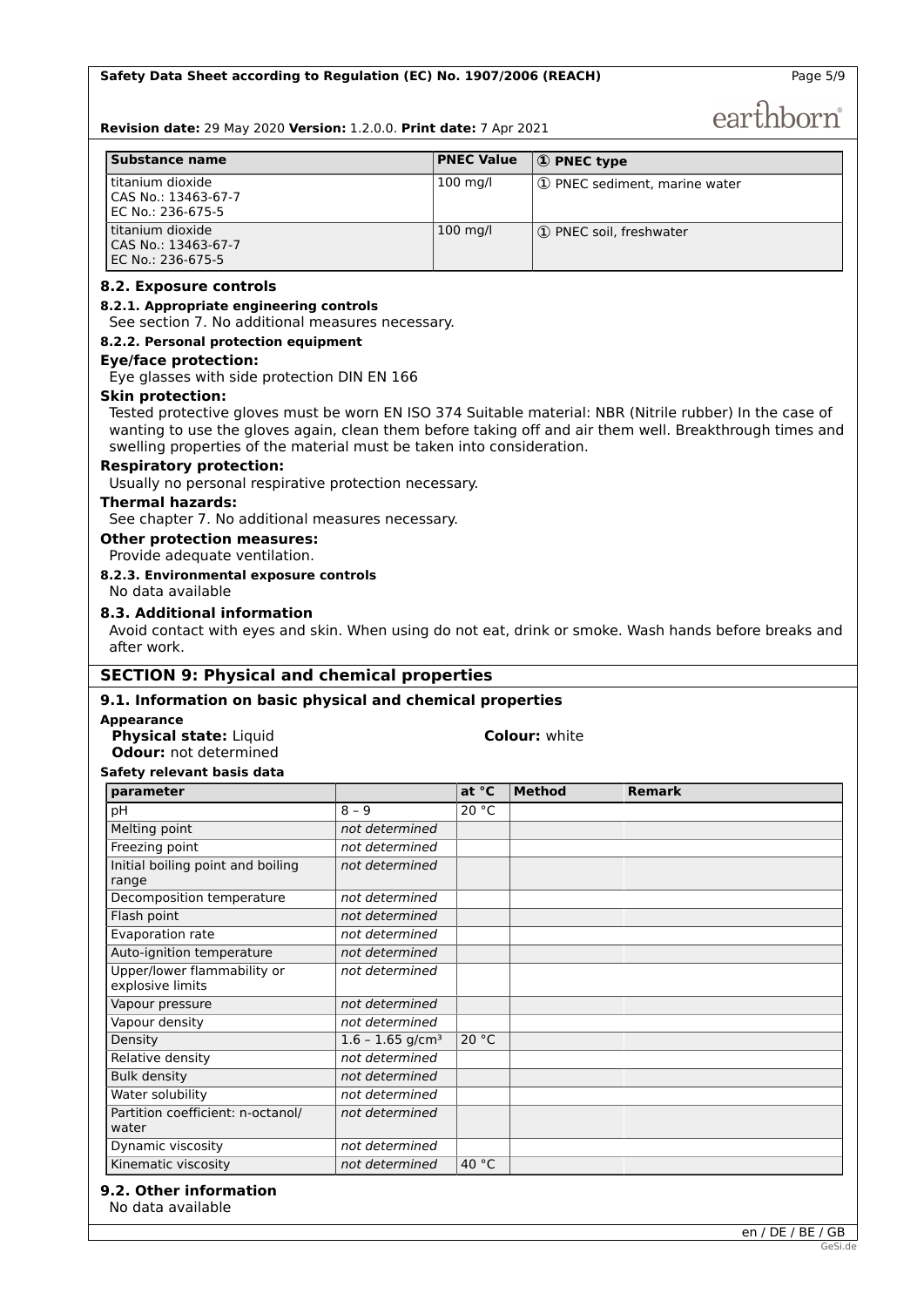| Substance name | PNEC Value | ① PNEC type |
|---|---|---|
| titanium dioxide<br>CAS No.: 13463-67-7<br>EC No.: 236-675-5 | 100 mg/l | ① PNEC sediment, marine water |
| titanium dioxide<br>CAS No.: 13463-67-7<br>EC No.: 236-675-5 | 100 mg/l | ① PNEC soil, freshwater |

### 8.2. Exposure controls

#### 8.2.1. Appropriate engineering controls

See section 7. No additional measures necessary.

#### 8.2.2. Personal protection equipment

**Eye/face protection:**

Eye glasses with side protection DIN EN 166

**Skin protection:**

Tested protective gloves must be worn EN ISO 374 Suitable material: NBR (Nitrile rubber) In the case of wanting to use the gloves again, clean them before taking off and air them well. Breakthrough times and swelling properties of the material must be taken into consideration.

**Respiratory protection:**

Usually no personal respirative protection necessary.

**Thermal hazards:**

See chapter 7. No additional measures necessary.

**Other protection measures:**

Provide adequate ventilation.

#### 8.2.3. Environmental exposure controls

No data available

### 8.3. Additional information

Avoid contact with eyes and skin. When using do not eat, drink or smoke. Wash hands before breaks and after work.

## SECTION 9: Physical and chemical properties

### 9.1. Information on basic physical and chemical properties

**Appearance**

**Physical state:** Liquid

**Colour:** white

**Odour:** not determined

**Safety relevant basis data**

| parameter | | at °C | Method | Remark |
|---|---|---|---|---|
| pH | 8 – 9 | 20 °C | | |
| Melting point | *not determined* | | | |
| Freezing point | *not determined* | | | |
| Initial boiling point and boiling range | *not determined* | | | |
| Decomposition temperature | *not determined* | | | |
| Flash point | *not determined* | | | |
| Evaporation rate | *not determined* | | | |
| Auto-ignition temperature | *not determined* | | | |
| Upper/lower flammability or explosive limits | *not determined* | | | |
| Vapour pressure | *not determined* | | | |
| Vapour density | *not determined* | | | |
| Density | 1.6 – 1.65 g/cm³ | 20 °C | | |
| Relative density | *not determined* | | | |
| Bulk density | *not determined* | | | |
| Water solubility | *not determined* | | | |
| Partition coefficient: n-octanol/ water | *not determined* | | | |
| Dynamic viscosity | *not determined* | | | |
| Kinematic viscosity | *not determined* | 40 °C | | |

### 9.2. Other information

No data available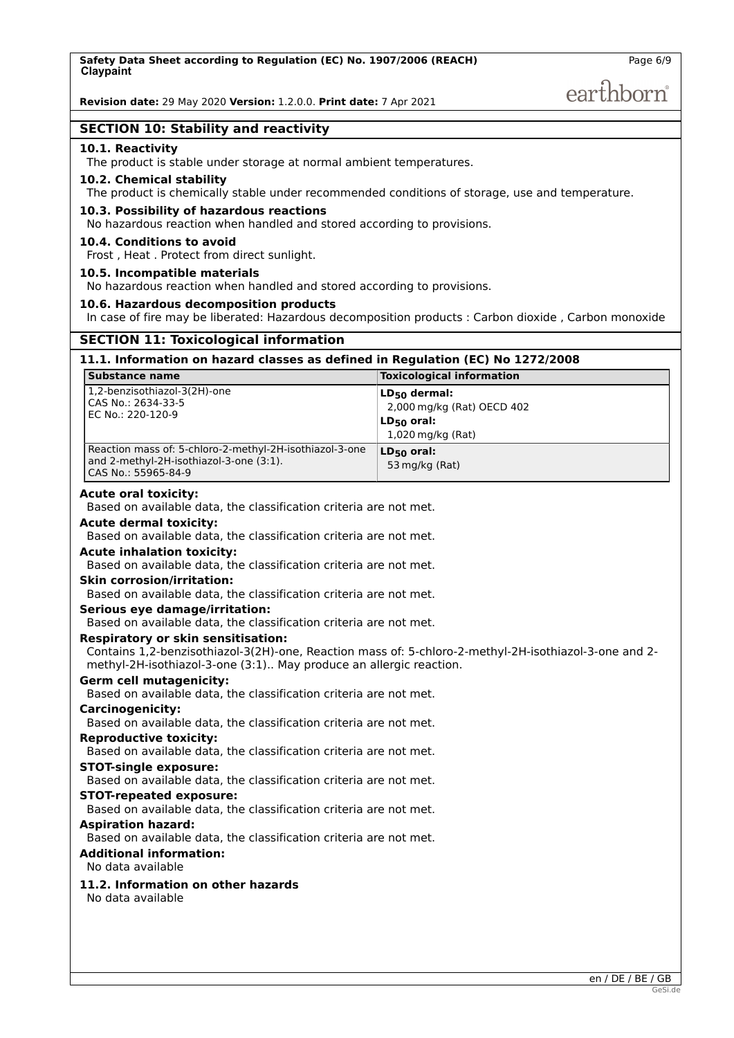## SECTION 10: Stability and reactivity

### 10.1. Reactivity

The product is stable under storage at normal ambient temperatures.

### 10.2. Chemical stability

The product is chemically stable under recommended conditions of storage, use and temperature.

### 10.3. Possibility of hazardous reactions

No hazardous reaction when handled and stored according to provisions.

### 10.4. Conditions to avoid

Frost , Heat . Protect from direct sunlight.

### 10.5. Incompatible materials

No hazardous reaction when handled and stored according to provisions.

### 10.6. Hazardous decomposition products

In case of fire may be liberated: Hazardous decomposition products : Carbon dioxide , Carbon monoxide

## SECTION 11: Toxicological information

### 11.1. Information on hazard classes as defined in Regulation (EC) No 1272/2008

| Substance name | Toxicological information |
|---|---|
| 1,2-benzisothiazol-3(2H)-one<br>CAS No.: 2634-33-5<br>EC No.: 220-120-9 | **$LD_{50}$ dermal:**<br>2,000 mg/kg (Rat) OECD 402<br>**$LD_{50}$ oral:**<br>1,020 mg/kg (Rat) |
| Reaction mass of: 5-chloro-2-methyl-2H-isothiazol-3-one and 2-methyl-2H-isothiazol-3-one (3:1).<br>CAS No.: 55965-84-9 | **$LD_{50}$ oral:**<br>53 mg/kg (Rat) |

**Acute oral toxicity:**
Based on available data, the classification criteria are not met.

**Acute dermal toxicity:**
Based on available data, the classification criteria are not met.

**Acute inhalation toxicity:**
Based on available data, the classification criteria are not met.

**Skin corrosion/irritation:**
Based on available data, the classification criteria are not met.

**Serious eye damage/irritation:**
Based on available data, the classification criteria are not met.

**Respiratory or skin sensitisation:**
Contains 1,2-benzisothiazol-3(2H)-one, Reaction mass of: 5-chloro-2-methyl-2H-isothiazol-3-one and 2-methyl-2H-isothiazol-3-one (3:1).. May produce an allergic reaction.

**Germ cell mutagenicity:**
Based on available data, the classification criteria are not met.

**Carcinogenicity:**
Based on available data, the classification criteria are not met.

**Reproductive toxicity:**
Based on available data, the classification criteria are not met.

**STOT-single exposure:**
Based on available data, the classification criteria are not met.

**STOT-repeated exposure:**
Based on available data, the classification criteria are not met.

**Aspiration hazard:**
Based on available data, the classification criteria are not met.

**Additional information:**
No data available

### 11.2. Information on other hazards

No data available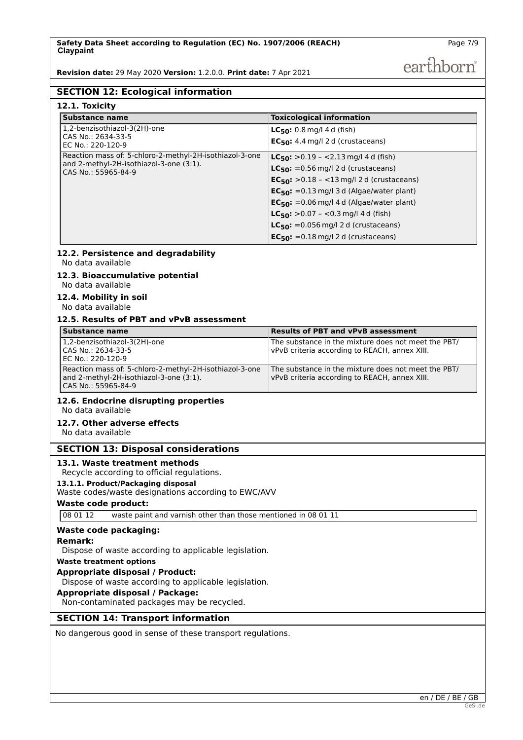## SECTION 12: Ecological information

### 12.1. Toxicity

| Substance name | Toxicological information |
|---|---|
| 1,2-benzisothiazol-3(2H)-one<br>CAS No.: 2634-33-5<br>EC No.: 220-120-9 | **$LC_{50}$:** 0.8 mg/l 4 d (fish)<br>**$EC_{50}$:** 4.4 mg/l 2 d (crustaceans) |
| Reaction mass of: 5-chloro-2-methyl-2H-isothiazol-3-one and 2-methyl-2H-isothiazol-3-one (3:1).<br>CAS No.: 55965-84-9 | **$LC_{50}$:** >0.19 – <2.13 mg/l 4 d (fish)<br>**$LC_{50}$:** =0.56 mg/l 2 d (crustaceans)<br>**$EC_{50}$:** >0.18 – <13 mg/l 2 d (crustaceans)<br>**$EC_{50}$:** =0.13 mg/l 3 d (Algae/water plant)<br>**$EC_{50}$:** =0.06 mg/l 4 d (Algae/water plant)<br>**$LC_{50}$:** >0.07 – <0.3 mg/l 4 d (fish)<br>**$LC_{50}$:** =0.056 mg/l 2 d (crustaceans)<br>**$EC_{50}$:** =0.18 mg/l 2 d (crustaceans) |

### 12.2. Persistence and degradability

No data available

### 12.3. Bioaccumulative potential

No data available

### 12.4. Mobility in soil

No data available

### 12.5. Results of PBT and vPvB assessment

| Substance name | Results of PBT and vPvB assessment |
|---|---|
| 1,2-benzisothiazol-3(2H)-one<br>CAS No.: 2634-33-5<br>EC No.: 220-120-9 | The substance in the mixture does not meet the PBT/ vPvB criteria according to REACH, annex XIII. |
| Reaction mass of: 5-chloro-2-methyl-2H-isothiazol-3-one and 2-methyl-2H-isothiazol-3-one (3:1).<br>CAS No.: 55965-84-9 | The substance in the mixture does not meet the PBT/ vPvB criteria according to REACH, annex XIII. |

### 12.6. Endocrine disrupting properties

No data available

### 12.7. Other adverse effects

No data available

## SECTION 13: Disposal considerations

### 13.1. Waste treatment methods

Recycle according to official regulations.

#### 13.1.1. Product/Packaging disposal

Waste codes/waste designations according to EWC/AVV

**Waste code product:**

| 08 01 12 | waste paint and varnish other than those mentioned in 08 01 11 |
|---|---|

**Waste code packaging:**

**Remark:**

Dispose of waste according to applicable legislation.

**Waste treatment options**

**Appropriate disposal / Product:**

Dispose of waste according to applicable legislation.

**Appropriate disposal / Package:**

Non-contaminated packages may be recycled.

## SECTION 14: Transport information

No dangerous good in sense of these transport regulations.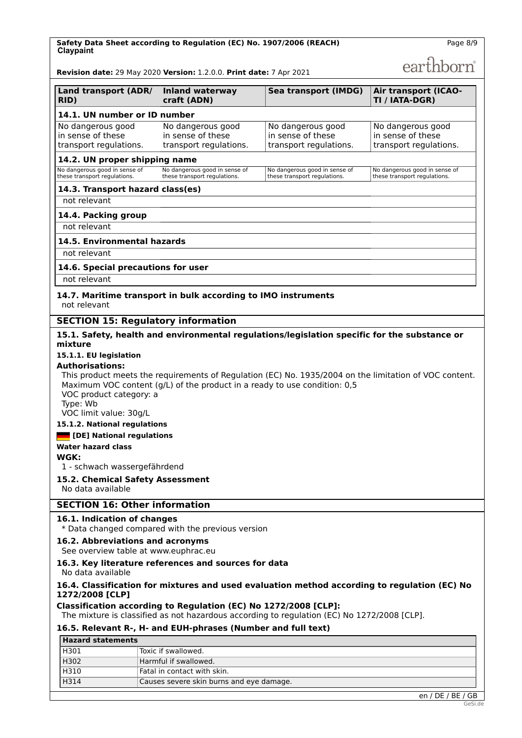| Land transport (ADR/ RID) | Inland waterway craft (ADN) | Sea transport (IMDG) | Air transport (ICAO-TI / IATA-DGR) |
|---|---|---|---|
| **14.1. UN number or ID number** | | | |
| No dangerous good in sense of these transport regulations. | No dangerous good in sense of these transport regulations. | No dangerous good in sense of these transport regulations. | No dangerous good in sense of these transport regulations. |
| **14.2. UN proper shipping name** | | | |
| No dangerous good in sense of these transport regulations. | No dangerous good in sense of these transport regulations. | No dangerous good in sense of these transport regulations. | No dangerous good in sense of these transport regulations. |
| **14.3. Transport hazard class(es)** | | | |
| not relevant | | | |
| **14.4. Packing group** | | | |
| not relevant | | | |
| **14.5. Environmental hazards** | | | |
| not relevant | | | |
| **14.6. Special precautions for user** | | | |
| not relevant | | | |

#### 14.7. Maritime transport in bulk according to IMO instruments

not relevant

## SECTION 15: Regulatory information

### 15.1. Safety, health and environmental regulations/legislation specific for the substance or mixture

#### 15.1.1. EU legislation

**Authorisations:**

This product meets the requirements of Regulation (EC) No. 1935/2004 on the limitation of VOC content.
Maximum VOC content (g/L) of the product in a ready to use condition: 0,5
VOC product category: a
Type: Wb
VOC limit value: 30g/L

#### 15.1.2. National regulations

**[DE] National regulations**

**Water hazard class**

**WGK:**

1 - schwach wassergefährdend

### 15.2. Chemical Safety Assessment

No data available

## SECTION 16: Other information

### 16.1. Indication of changes

* Data changed compared with the previous version

### 16.2. Abbreviations and acronyms

See overview table at www.euphrac.eu

### 16.3. Key literature references and sources for data

No data available

### 16.4. Classification for mixtures and used evaluation method according to regulation (EC) No 1272/2008 [CLP]

**Classification according to Regulation (EC) No 1272/2008 [CLP]:**

The mixture is classified as not hazardous according to regulation (EC) No 1272/2008 [CLP].

### 16.5. Relevant R-, H- and EUH-phrases (Number and full text)

| Hazard statements | |
|---|---|
| H301 | Toxic if swallowed. |
| H302 | Harmful if swallowed. |
| H310 | Fatal in contact with skin. |
| H314 | Causes severe skin burns and eye damage. |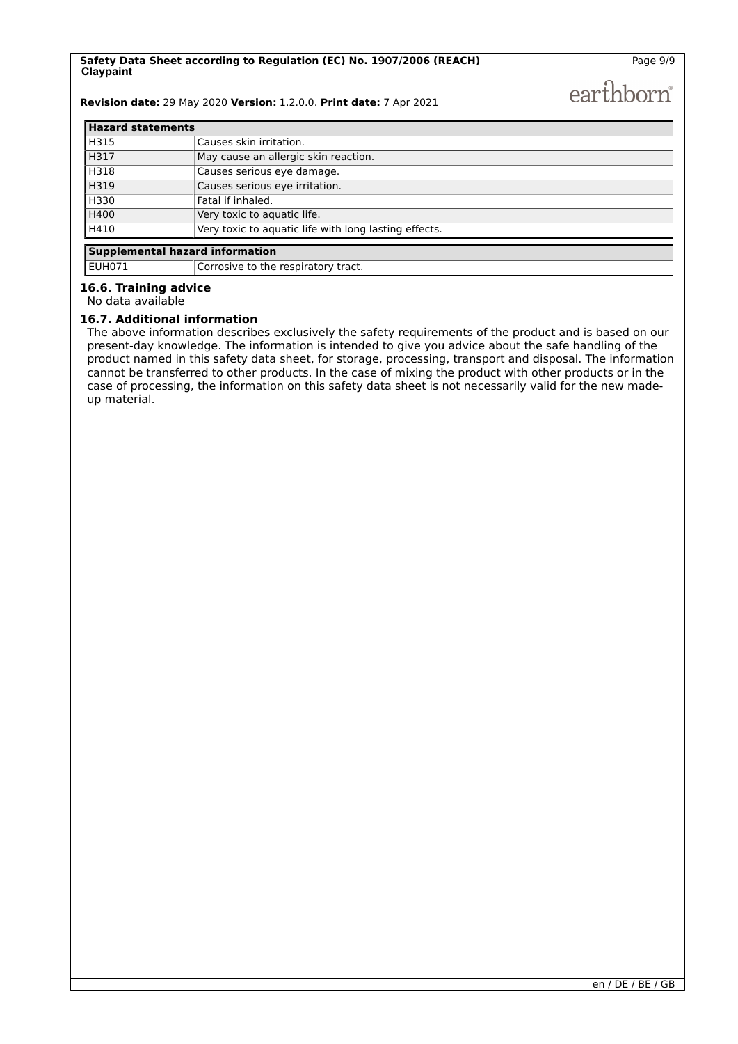| Hazard statements | |
|---|---|
| H315 | Causes skin irritation. |
| H317 | May cause an allergic skin reaction. |
| H318 | Causes serious eye damage. |
| H319 | Causes serious eye irritation. |
| H330 | Fatal if inhaled. |
| H400 | Very toxic to aquatic life. |
| H410 | Very toxic to aquatic life with long lasting effects. |

| Supplemental hazard information | |
|---|---|
| EUH071 | Corrosive to the respiratory tract. |

### 16.6. Training advice

No data available

### 16.7. Additional information

The above information describes exclusively the safety requirements of the product and is based on our present-day knowledge. The information is intended to give you advice about the safe handling of the product named in this safety data sheet, for storage, processing, transport and disposal. The information cannot be transferred to other products. In the case of mixing the product with other products or in the case of processing, the information on this safety data sheet is not necessarily valid for the new made-up material.